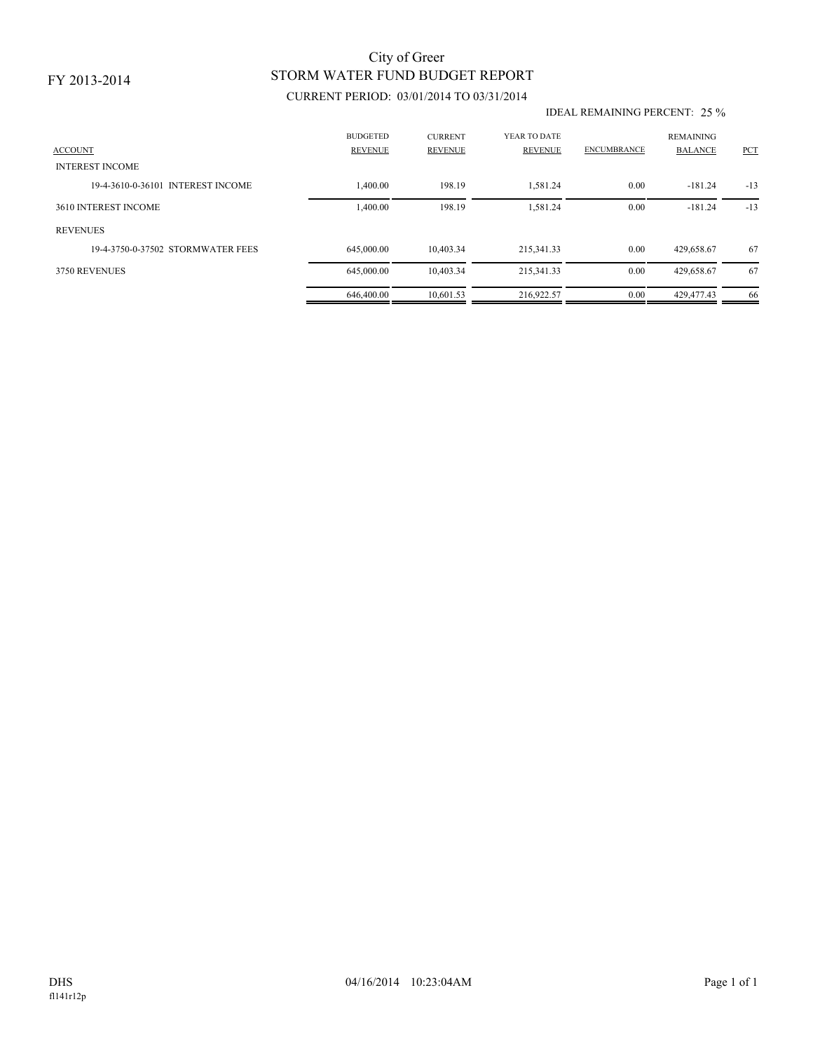FY 2013-2014

# City of Greer
## STORM WATER FUND BUDGET REPORT

CURRENT PERIOD: 03/01/2014 TO 03/31/2014

IDEAL REMAINING PERCENT: 25 %

| ACCOUNT | BUDGETED REVENUE | CURRENT REVENUE | YEAR TO DATE REVENUE | ENCUMBRANCE | REMAINING BALANCE | PCT |
|---|---|---|---|---|---|---|
| INTEREST INCOME | | | | | | |
| 19-4-3610-0-36101 INTEREST INCOME | 1,400.00 | 198.19 | 1,581.24 | 0.00 | -181.24 | -13 |
| 3610 INTEREST INCOME | 1,400.00 | 198.19 | 1,581.24 | 0.00 | -181.24 | -13 |
| REVENUES | | | | | | |
| 19-4-3750-0-37502 STORMWATER FEES | 645,000.00 | 10,403.34 | 215,341.33 | 0.00 | 429,658.67 | 67 |
| 3750 REVENUES | 645,000.00 | 10,403.34 | 215,341.33 | 0.00 | 429,658.67 | 67 |
| | 646,400.00 | 10,601.53 | 216,922.57 | 0.00 | 429,477.43 | 66 |

DHS
fl141r12p

04/16/2014 10:23:04AM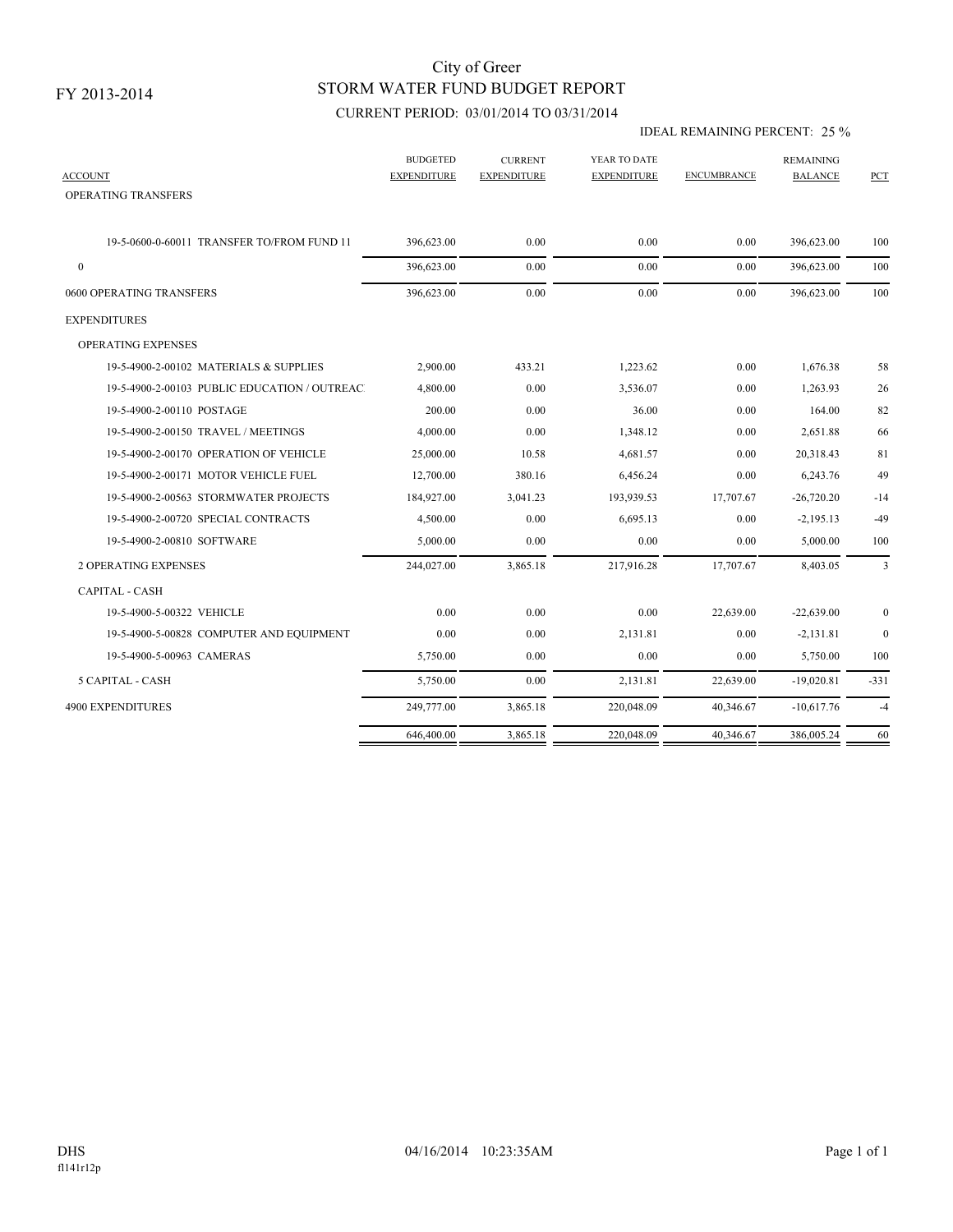FY 2013-2014

# City of Greer
## STORM WATER FUND BUDGET REPORT

CURRENT PERIOD: 03/01/2014 TO 03/31/2014

IDEAL REMAINING PERCENT: 25 %

| ACCOUNT | BUDGETED EXPENDITURE | CURRENT EXPENDITURE | YEAR TO DATE EXPENDITURE | ENCUMBRANCE | REMAINING BALANCE | PCT |
|---|---|---|---|---|---|---|
| OPERATING TRANSFERS | | | | | | |
| 19-5-0600-0-60011 TRANSFER TO/FROM FUND 11 | 396,623.00 | 0.00 | 0.00 | 0.00 | 396,623.00 | 100 |
| 0 | 396,623.00 | 0.00 | 0.00 | 0.00 | 396,623.00 | 100 |
| 0600 OPERATING TRANSFERS | 396,623.00 | 0.00 | 0.00 | 0.00 | 396,623.00 | 100 |
| EXPENDITURES | | | | | | |
| OPERATING EXPENSES | | | | | | |
| 19-5-4900-2-00102 MATERIALS & SUPPLIES | 2,900.00 | 433.21 | 1,223.62 | 0.00 | 1,676.38 | 58 |
| 19-5-4900-2-00103 PUBLIC EDUCATION / OUTREAC | 4,800.00 | 0.00 | 3,536.07 | 0.00 | 1,263.93 | 26 |
| 19-5-4900-2-00110 POSTAGE | 200.00 | 0.00 | 36.00 | 0.00 | 164.00 | 82 |
| 19-5-4900-2-00150 TRAVEL / MEETINGS | 4,000.00 | 0.00 | 1,348.12 | 0.00 | 2,651.88 | 66 |
| 19-5-4900-2-00170 OPERATION OF VEHICLE | 25,000.00 | 10.58 | 4,681.57 | 0.00 | 20,318.43 | 81 |
| 19-5-4900-2-00171 MOTOR VEHICLE FUEL | 12,700.00 | 380.16 | 6,456.24 | 0.00 | 6,243.76 | 49 |
| 19-5-4900-2-00563 STORMWATER PROJECTS | 184,927.00 | 3,041.23 | 193,939.53 | 17,707.67 | -26,720.20 | -14 |
| 19-5-4900-2-00720 SPECIAL CONTRACTS | 4,500.00 | 0.00 | 6,695.13 | 0.00 | -2,195.13 | -49 |
| 19-5-4900-2-00810 SOFTWARE | 5,000.00 | 0.00 | 0.00 | 0.00 | 5,000.00 | 100 |
| 2 OPERATING EXPENSES | 244,027.00 | 3,865.18 | 217,916.28 | 17,707.67 | 8,403.05 | 3 |
| CAPITAL - CASH | | | | | | |
| 19-5-4900-5-00322 VEHICLE | 0.00 | 0.00 | 0.00 | 22,639.00 | -22,639.00 | 0 |
| 19-5-4900-5-00828 COMPUTER AND EQUIPMENT | 0.00 | 0.00 | 2,131.81 | 0.00 | -2,131.81 | 0 |
| 19-5-4900-5-00963 CAMERAS | 5,750.00 | 0.00 | 0.00 | 0.00 | 5,750.00 | 100 |
| 5 CAPITAL - CASH | 5,750.00 | 0.00 | 2,131.81 | 22,639.00 | -19,020.81 | -331 |
| 4900 EXPENDITURES | 249,777.00 | 3,865.18 | 220,048.09 | 40,346.67 | -10,617.76 | -4 |
| | 646,400.00 | 3,865.18 | 220,048.09 | 40,346.67 | 386,005.24 | 60 |

DHS 04/16/2014 10:23:35AM

fl141r12p